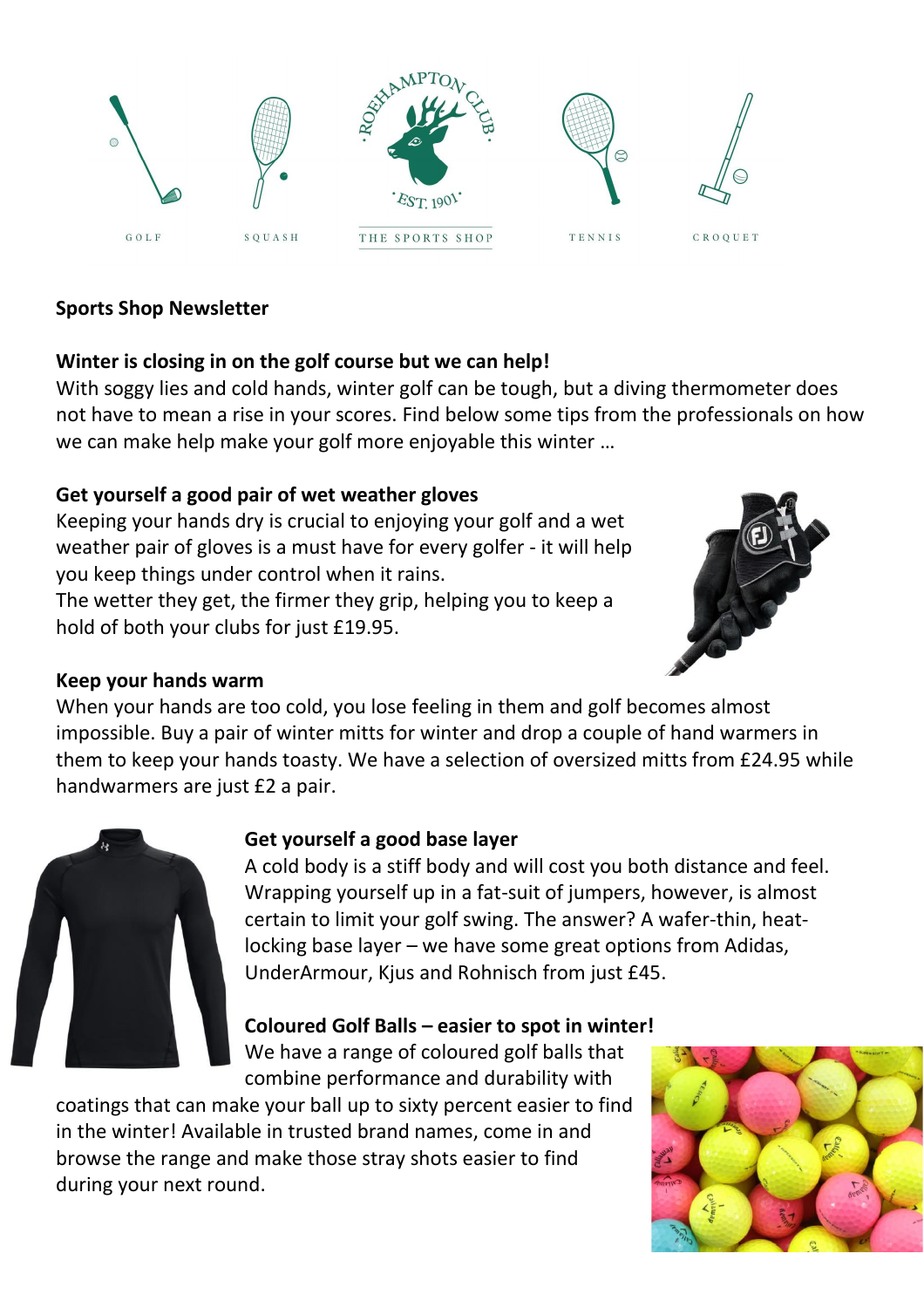GOLF SQUASH THE SPORTS SHOP TENNIS CROQUET

**Sports Shop Newsletter**

**Winter is closing in on the golf course but we can help!**

With soggy lies and cold hands, winter golf can be tough, but a diving thermometer does not have to mean a rise in your scores. Find below some tips from the professionals on how we can make help make your golf more enjoyable this winter …

**Get yourself a good pair of wet weather gloves**

Keeping your hands dry is crucial to enjoying your golf and a wet weather pair of gloves is a must have for every golfer - it will help you keep things under control when it rains.

The wetter they get, the firmer they grip, helping you to keep a hold of both your clubs for just £19.95.

**Keep your hands warm**

When your hands are too cold, you lose feeling in them and golf becomes almost impossible. Buy a pair of winter mitts for winter and drop a couple of hand warmers in them to keep your hands toasty. We have a selection of oversized mitts from £24.95 while handwarmers are just £2 a pair.

**Get yourself a good base layer**

A cold body is a stiff body and will cost you both distance and feel. Wrapping yourself up in a fat-suit of jumpers, however, is almost certain to limit your golf swing. The answer? A wafer-thin, heat-locking base layer – we have some great options from Adidas, UnderArmour, Kjus and Rohnisch from just £45.

**Coloured Golf Balls – easier to spot in winter!**

We have a range of coloured golf balls that combine performance and durability with coatings that can make your ball up to sixty percent easier to find in the winter! Available in trusted brand names, come in and browse the range and make those stray shots easier to find during your next round.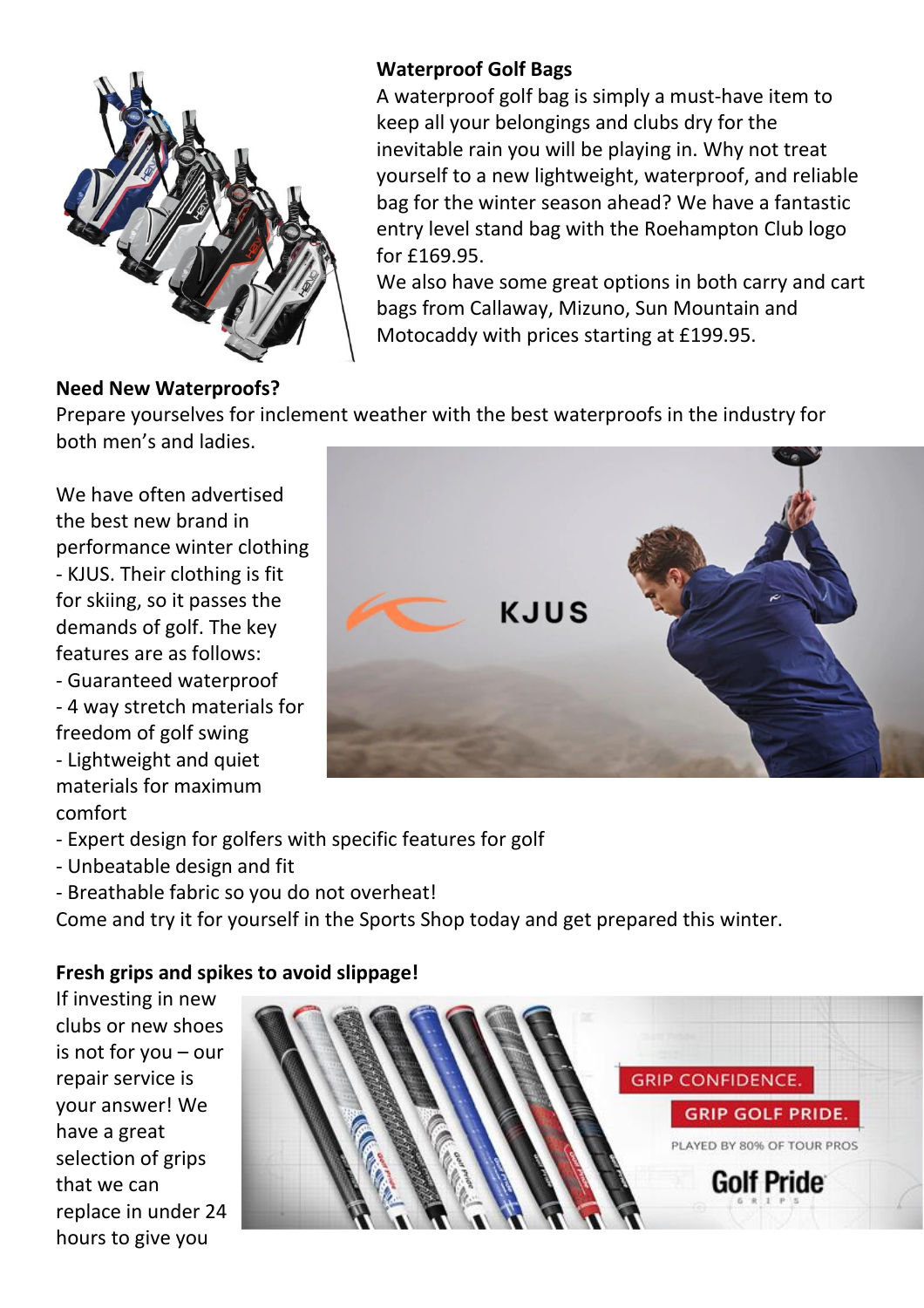**Waterproof Golf Bags**

A waterproof golf bag is simply a must-have item to keep all your belongings and clubs dry for the inevitable rain you will be playing in. Why not treat yourself to a new lightweight, waterproof, and reliable bag for the winter season ahead? We have a fantastic entry level stand bag with the Roehampton Club logo for £169.95.

We also have some great options in both carry and cart bags from Callaway, Mizuno, Sun Mountain and Motocaddy with prices starting at £199.95.

**Need New Waterproofs?**

Prepare yourselves for inclement weather with the best waterproofs in the industry for both men's and ladies.

We have often advertised the best new brand in performance winter clothing - KJUS. Their clothing is fit for skiing, so it passes the demands of golf. The key features are as follows:

- Guaranteed waterproof
- 4 way stretch materials for freedom of golf swing
- Lightweight and quiet materials for maximum comfort
- Expert design for golfers with specific features for golf
- Unbeatable design and fit
- Breathable fabric so you do not overheat!

Come and try it for yourself in the Sports Shop today and get prepared this winter.

**Fresh grips and spikes to avoid slippage!**

If investing in new clubs or new shoes is not for you – our repair service is your answer! We have a great selection of grips that we can replace in under 24 hours to give you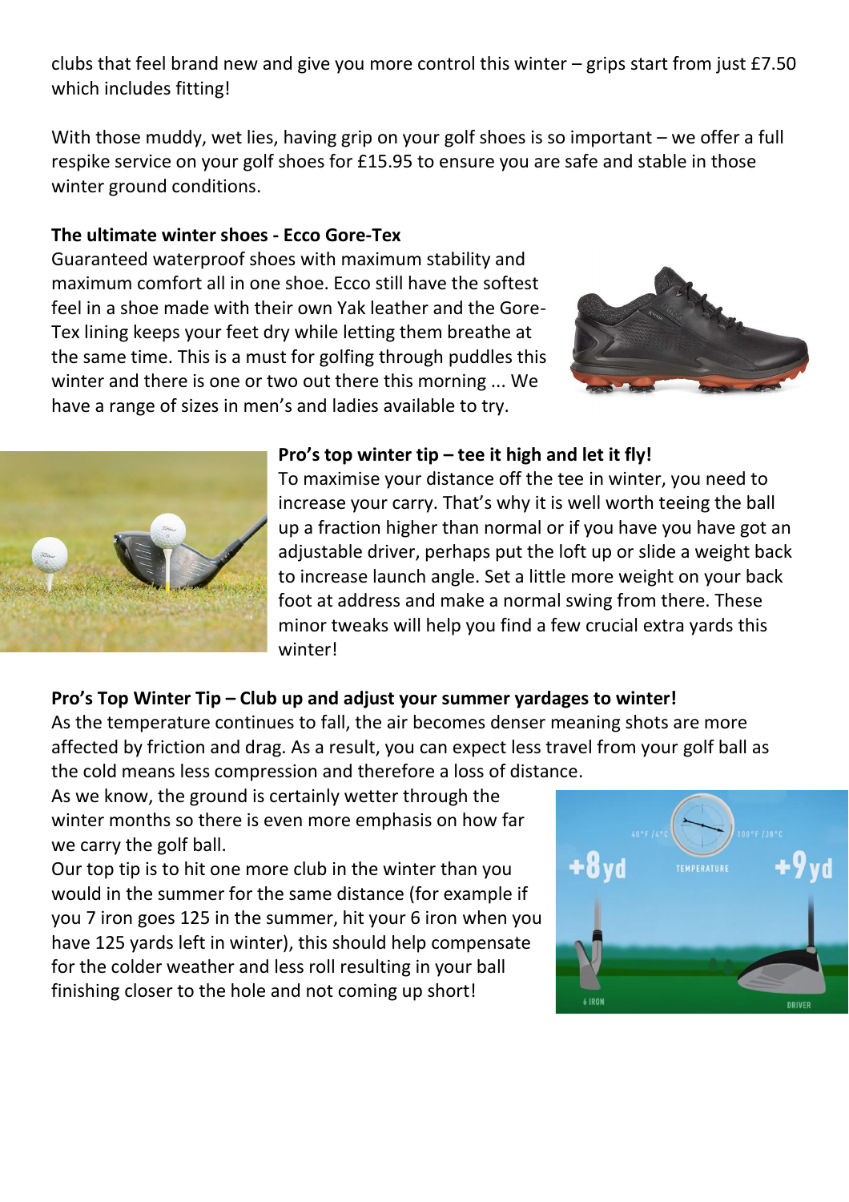clubs that feel brand new and give you more control this winter – grips start from just £7.50 which includes fitting!

With those muddy, wet lies, having grip on your golf shoes is so important – we offer a full respike service on your golf shoes for £15.95 to ensure you are safe and stable in those winter ground conditions.

**The ultimate winter shoes - Ecco Gore-Tex**

Guaranteed waterproof shoes with maximum stability and maximum comfort all in one shoe. Ecco still have the softest feel in a shoe made with their own Yak leather and the Gore-Tex lining keeps your feet dry while letting them breathe at the same time. This is a must for golfing through puddles this winter and there is one or two out there this morning ... We have a range of sizes in men's and ladies available to try.

**Pro's top winter tip – tee it high and let it fly!**

To maximise your distance off the tee in winter, you need to increase your carry. That's why it is well worth teeing the ball up a fraction higher than normal or if you have you have got an adjustable driver, perhaps put the loft up or slide a weight back to increase launch angle. Set a little more weight on your back foot at address and make a normal swing from there. These minor tweaks will help you find a few crucial extra yards this winter!

**Pro's Top Winter Tip – Club up and adjust your summer yardages to winter!**

As the temperature continues to fall, the air becomes denser meaning shots are more affected by friction and drag. As a result, you can expect less travel from your golf ball as the cold means less compression and therefore a loss of distance.

As we know, the ground is certainly wetter through the winter months so there is even more emphasis on how far we carry the golf ball.

Our top tip is to hit one more club in the winter than you would in the summer for the same distance (for example if you 7 iron goes 125 in the summer, hit your 6 iron when you have 125 yards left in winter), this should help compensate for the colder weather and less roll resulting in your ball finishing closer to the hole and not coming up short!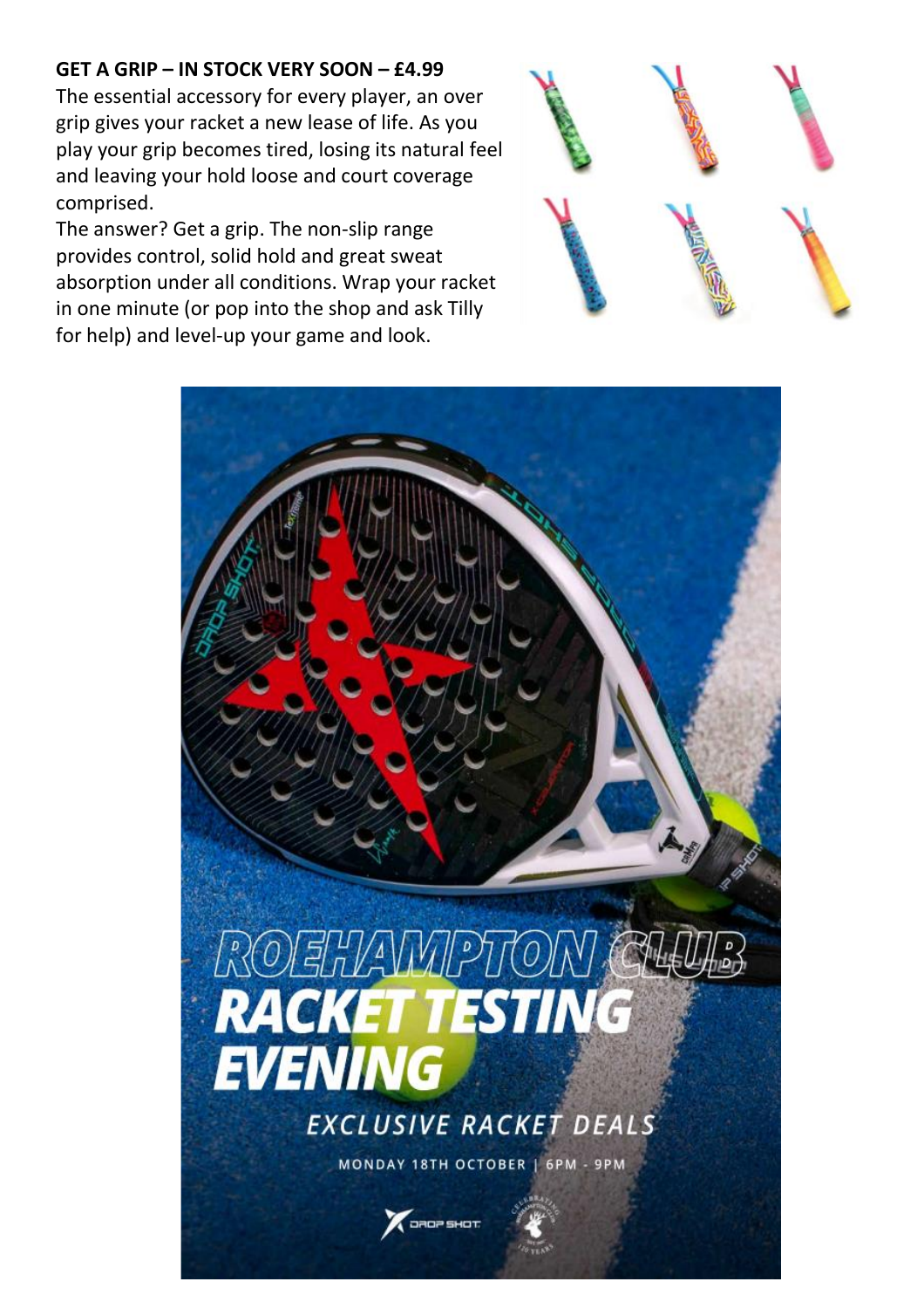**GET A GRIP – IN STOCK VERY SOON – £4.99**

The essential accessory for every player, an over grip gives your racket a new lease of life. As you play your grip becomes tired, losing its natural feel and leaving your hold loose and court coverage comprised.

The answer? Get a grip. The non-slip range provides control, solid hold and great sweat absorption under all conditions. Wrap your racket in one minute (or pop into the shop and ask Tilly for help) and level-up your game and look.

ROEHAMPTON CLUB

RACKET TESTING EVENING

EXCLUSIVE RACKET DEALS

MONDAY 18TH OCTOBER | 6PM - 9PM